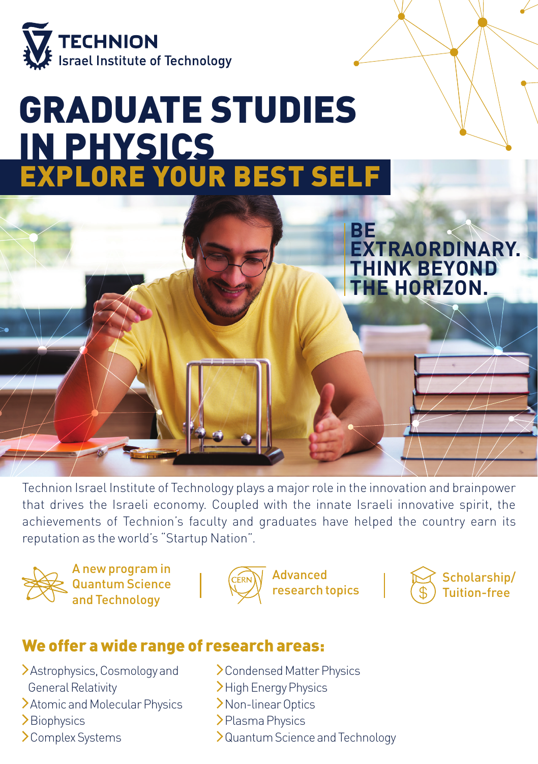TECHNION
Israel Institute of Technology

# GRADUATE STUDIES IN PHYSICS

## EXPLORE YOUR BEST SELF

**BE EXTRAORDINARY. THINK BEYOND THE HORIZON.**

Technion Israel Institute of Technology plays a major role in the innovation and brainpower that drives the Israeli economy. Coupled with the innate Israeli innovative spirit, the achievements of Technion's faculty and graduates have helped the country earn its reputation as the world's "Startup Nation".

A new program in Quantum Science and Technology | Advanced research topics | Scholarship/ Tuition-free

## We offer a wide range of research areas:

- Astrophysics, Cosmology and General Relativity
- Atomic and Molecular Physics
- Biophysics
- Complex Systems
- Condensed Matter Physics
- High Energy Physics
- Non-linear Optics
- Plasma Physics
- Quantum Science and Technology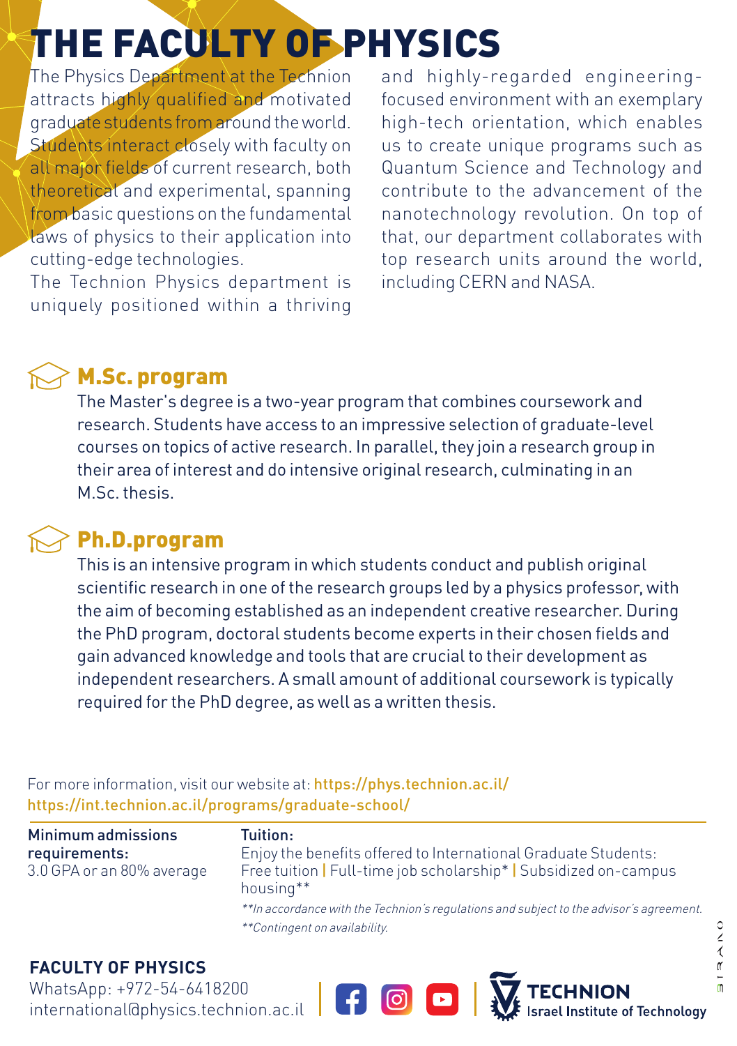# THE FACULTY OF PHYSICS

The Physics Department at the Technion attracts highly qualified and motivated graduate students from around the world. Students interact closely with faculty on all major fields of current research, both theoretical and experimental, spanning from basic questions on the fundamental laws of physics to their application into cutting-edge technologies.

The Technion Physics department is uniquely positioned within a thriving and highly-regarded engineering-focused environment with an exemplary high-tech orientation, which enables us to create unique programs such as Quantum Science and Technology and contribute to the advancement of the nanotechnology revolution. On top of that, our department collaborates with top research units around the world, including CERN and NASA.

## M.Sc. program

The Master's degree is a two-year program that combines coursework and research. Students have access to an impressive selection of graduate-level courses on topics of active research. In parallel, they join a research group in their area of interest and do intensive original research, culminating in an M.Sc. thesis.

## Ph.D.program

This is an intensive program in which students conduct and publish original scientific research in one of the research groups led by a physics professor, with the aim of becoming established as an independent creative researcher. During the PhD program, doctoral students become experts in their chosen fields and gain advanced knowledge and tools that are crucial to their development as independent researchers. A small amount of additional coursework is typically required for the PhD degree, as well as a written thesis.

For more information, visit our website at: https://phys.technion.ac.il/
https://int.technion.ac.il/programs/graduate-school/

**Minimum admissions requirements:**
3.0 GPA or an 80% average

**Tuition:**
Enjoy the benefits offered to International Graduate Students:
Free tuition | Full-time job scholarship* | Subsidized on-campus housing**

*\*\*In accordance with the Technion's regulations and subject to the advisor's agreement.*
*\*\*Contingent on availability.*

**FACULTY OF PHYSICS**
WhatsApp: +972-54-6418200
international@physics.technion.ac.il

TECHNION
Israel Institute of Technology